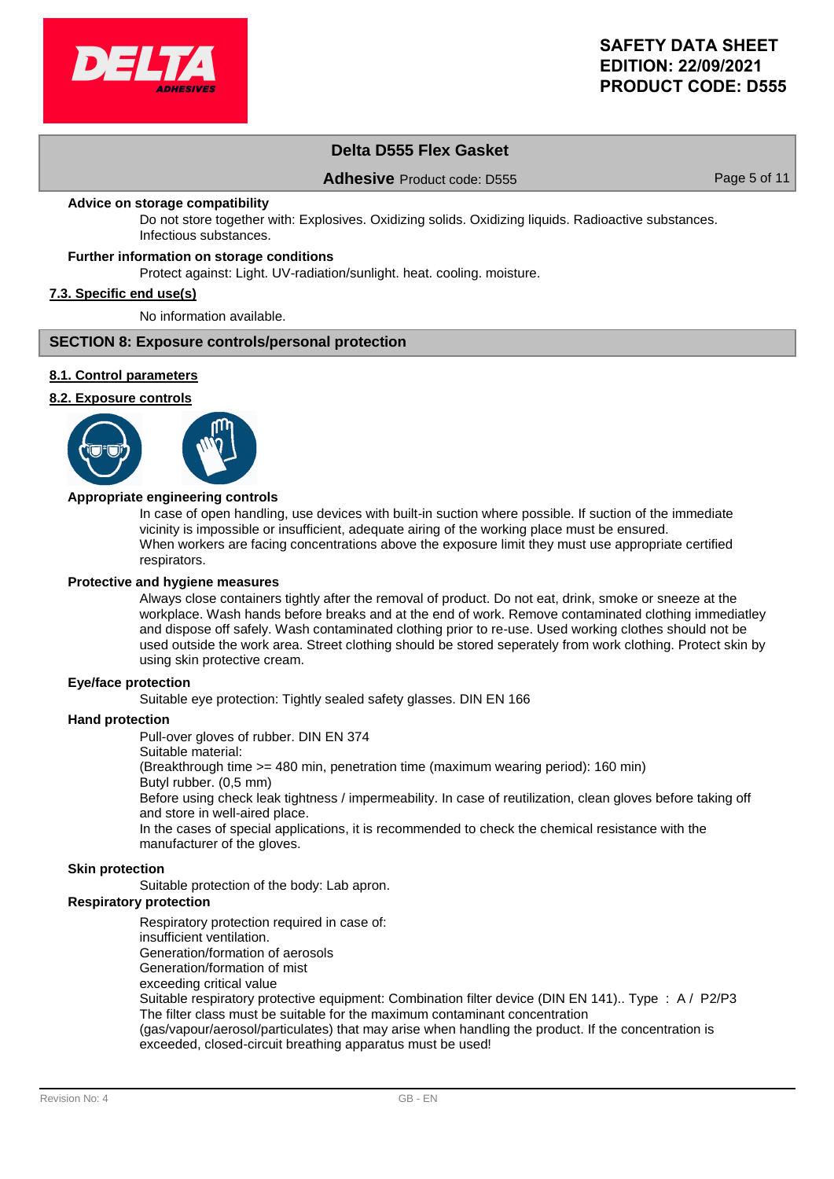**Advice on storage compatibility**

Do not store together with: Explosives. Oxidizing solids. Oxidizing liquids. Radioactive substances. Infectious substances.

**Further information on storage conditions**

Protect against: Light. UV-radiation/sunlight. heat. cooling. moisture.

**7.3. Specific end use(s)**

No information available.

## SECTION 8: Exposure controls/personal protection

**8.1. Control parameters**

**8.2. Exposure controls**

**Appropriate engineering controls**

In case of open handling, use devices with built-in suction where possible. If suction of the immediate vicinity is impossible or insufficient, adequate airing of the working place must be ensured.
When workers are facing concentrations above the exposure limit they must use appropriate certified respirators.

**Protective and hygiene measures**

Always close containers tightly after the removal of product. Do not eat, drink, smoke or sneeze at the workplace. Wash hands before breaks and at the end of work. Remove contaminated clothing immediatley and dispose off safely. Wash contaminated clothing prior to re-use. Used working clothes should not be used outside the work area. Street clothing should be stored seperately from work clothing. Protect skin by using skin protective cream.

**Eye/face protection**

Suitable eye protection: Tightly sealed safety glasses. DIN EN 166

**Hand protection**

Pull-over gloves of rubber. DIN EN 374
Suitable material:
(Breakthrough time >= 480 min, penetration time (maximum wearing period): 160 min)
Butyl rubber. (0,5 mm)
Before using check leak tightness / impermeability. In case of reutilization, clean gloves before taking off and store in well-aired place.
In the cases of special applications, it is recommended to check the chemical resistance with the manufacturer of the gloves.

**Skin protection**

Suitable protection of the body: Lab apron.

**Respiratory protection**

Respiratory protection required in case of:
insufficient ventilation.
Generation/formation of aerosols
Generation/formation of mist
exceeding critical value
Suitable respiratory protective equipment: Combination filter device (DIN EN 141).. Type : A / P2/P3
The filter class must be suitable for the maximum contaminant concentration (gas/vapour/aerosol/particulates) that may arise when handling the product. If the concentration is exceeded, closed-circuit breathing apparatus must be used!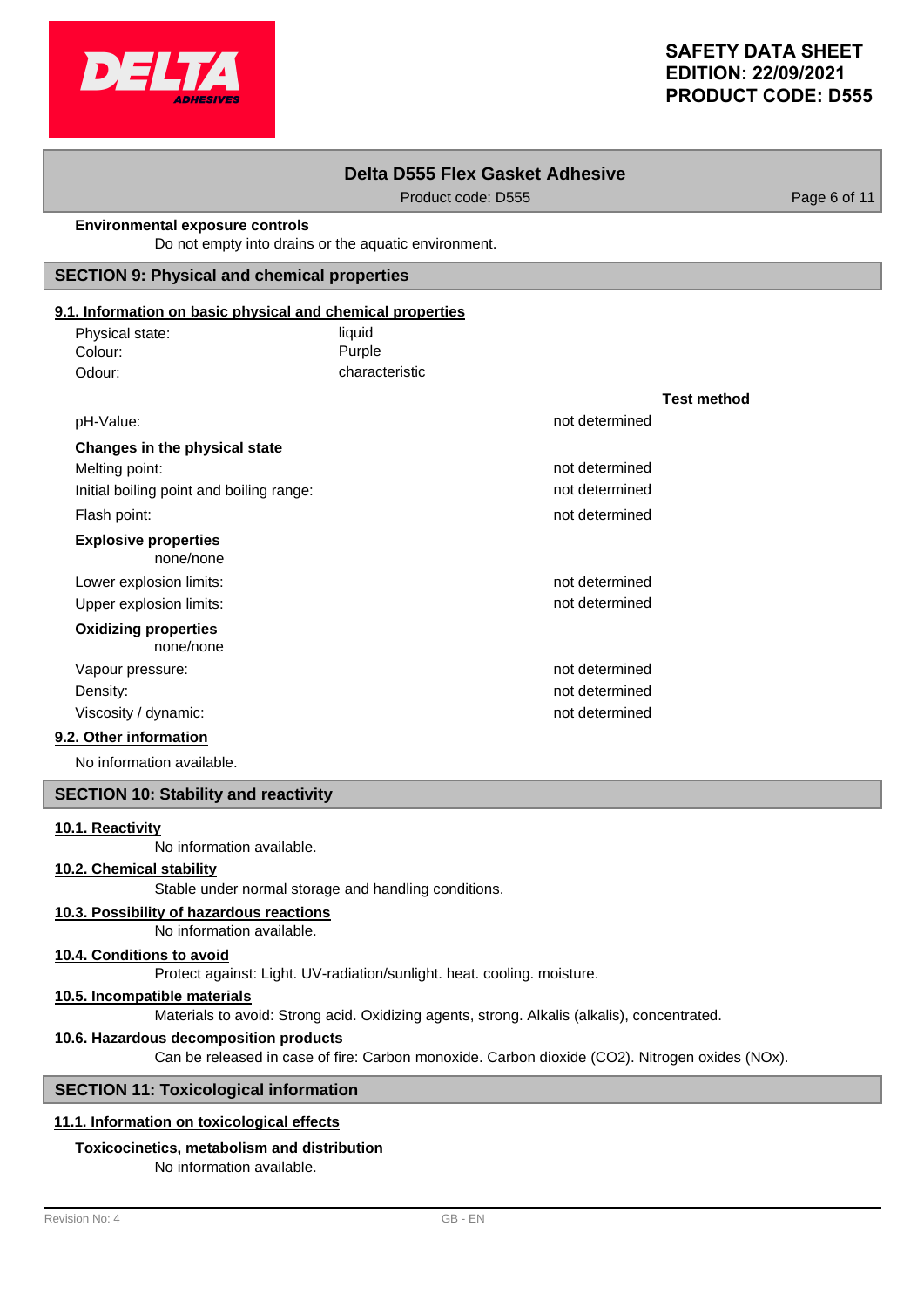**Environmental exposure controls**

Do not empty into drains or the aquatic environment.

## SECTION 9: Physical and chemical properties

### 9.1. Information on basic physical and chemical properties

| | |
|---|---|
| Physical state: | liquid |
| Colour: | Purple |
| Odour: | characteristic |

| | | Test method |
|---|---|---|
| pH-Value: | not determined | |
| **Changes in the physical state** | | |
| Melting point: | not determined | |
| Initial boiling point and boiling range: | not determined | |
| Flash point: | not determined | |

**Explosive properties**

none/none

| | | |
|---|---|---|
| Lower explosion limits: | not determined | |
| Upper explosion limits: | not determined | |

**Oxidizing properties**

none/none

| | | |
|---|---|---|
| Vapour pressure: | not determined | |
| Density: | not determined | |
| Viscosity / dynamic: | not determined | |

### 9.2. Other information

No information available.

## SECTION 10: Stability and reactivity

### 10.1. Reactivity

No information available.

### 10.2. Chemical stability

Stable under normal storage and handling conditions.

### 10.3. Possibility of hazardous reactions

No information available.

### 10.4. Conditions to avoid

Protect against: Light. UV-radiation/sunlight. heat. cooling. moisture.

### 10.5. Incompatible materials

Materials to avoid: Strong acid. Oxidizing agents, strong. Alkalis (alkalis), concentrated.

### 10.6. Hazardous decomposition products

Can be released in case of fire: Carbon monoxide. Carbon dioxide ($CO_2$). Nitrogen oxides ($NO_x$).

## SECTION 11: Toxicological information

### 11.1. Information on toxicological effects

**Toxicocinetics, metabolism and distribution**

No information available.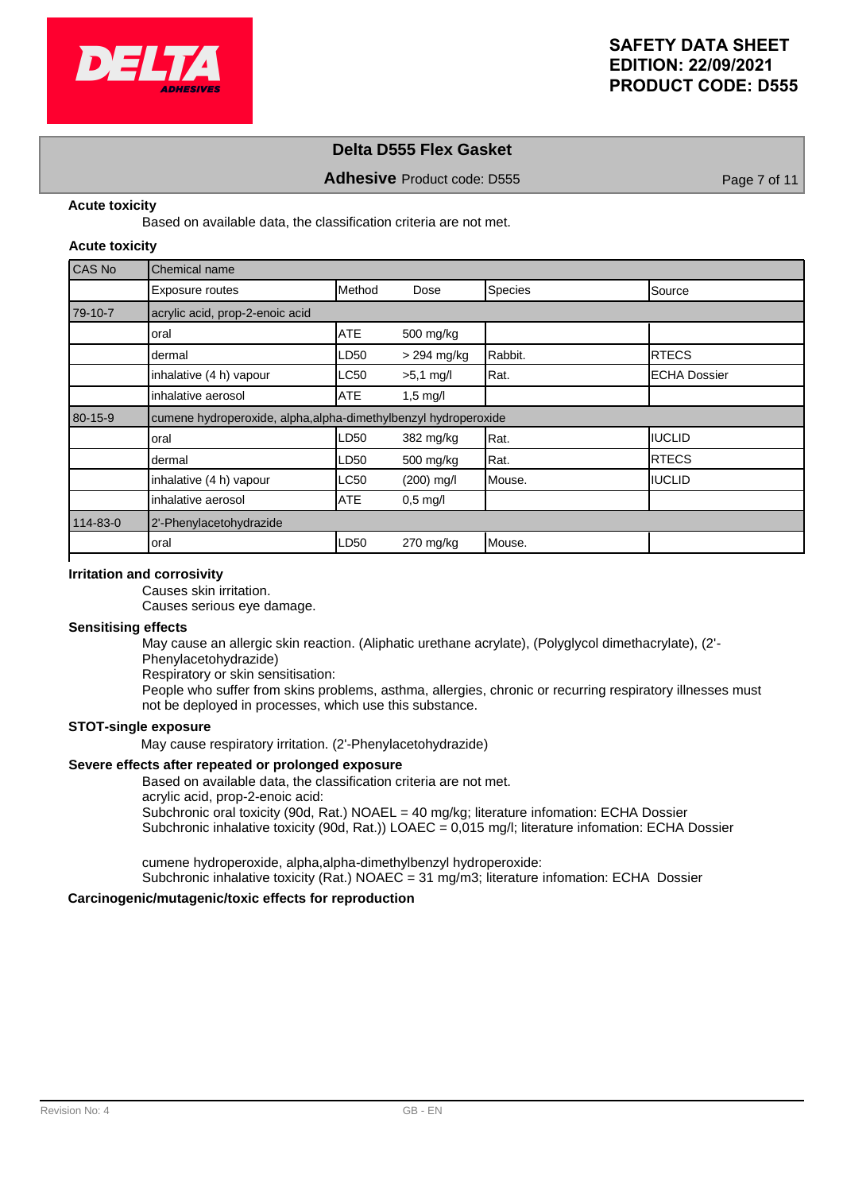**Acute toxicity**

Based on available data, the classification criteria are not met.

**Acute toxicity**

| CAS No | Chemical name | | | | |
|---|---|---|---|---|---|
| | Exposure routes | Method | Dose | Species | Source |
| 79-10-7 | acrylic acid, prop-2-enoic acid | | | | |
| | oral | ATE | 500 mg/kg | | |
| | dermal | LD50 | > 294 mg/kg | Rabbit. | RTECS |
| | inhalative (4 h) vapour | LC50 | >5,1 mg/l | Rat. | ECHA Dossier |
| | inhalative aerosol | ATE | 1,5 mg/l | | |
| 80-15-9 | cumene hydroperoxide, alpha,alpha-dimethylbenzyl hydroperoxide | | | | |
| | oral | LD50 | 382 mg/kg | Rat. | IUCLID |
| | dermal | LD50 | 500 mg/kg | Rat. | RTECS |
| | inhalative (4 h) vapour | LC50 | (200) mg/l | Mouse. | IUCLID |
| | inhalative aerosol | ATE | 0,5 mg/l | | |
| 114-83-0 | 2'-Phenylacetohydrazide | | | | |
| | oral | LD50 | 270 mg/kg | Mouse. | |

**Irritation and corrosivity**

Causes skin irritation.
Causes serious eye damage.

**Sensitising effects**

May cause an allergic skin reaction. (Aliphatic urethane acrylate), (Polyglycol dimethacrylate), (2'-Phenylacetohydrazide)
Respiratory or skin sensitisation:
People who suffer from skins problems, asthma, allergies, chronic or recurring respiratory illnesses must not be deployed in processes, which use this substance.

**STOT-single exposure**

May cause respiratory irritation. (2'-Phenylacetohydrazide)

**Severe effects after repeated or prolonged exposure**

Based on available data, the classification criteria are not met.
acrylic acid, prop-2-enoic acid:
Subchronic oral toxicity (90d, Rat.) NOAEL = 40 mg/kg; literature infomation: ECHA Dossier
Subchronic inhalative toxicity (90d, Rat.)) LOAEC = 0,015 mg/l; literature infomation: ECHA Dossier

cumene hydroperoxide, alpha,alpha-dimethylbenzyl hydroperoxide:
Subchronic inhalative toxicity (Rat.) NOAEC = 31 mg/m3; literature infomation: ECHA Dossier

**Carcinogenic/mutagenic/toxic effects for reproduction**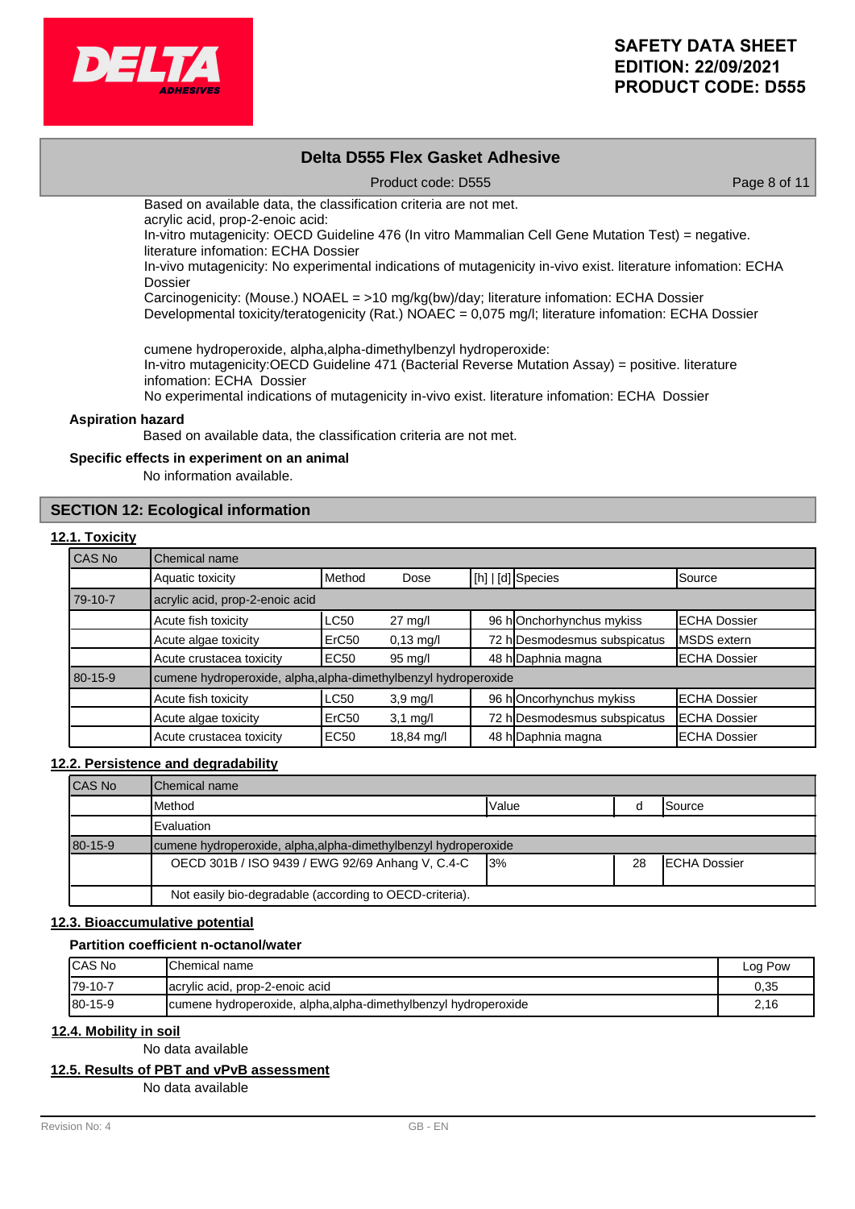Based on available data, the classification criteria are not met.
acrylic acid, prop-2-enoic acid:
In-vitro mutagenicity: OECD Guideline 476 (In vitro Mammalian Cell Gene Mutation Test) = negative. literature infomation: ECHA Dossier
In-vivo mutagenicity: No experimental indications of mutagenicity in-vivo exist. literature infomation: ECHA Dossier
Carcinogenicity: (Mouse.) NOAEL = >10 mg/kg(bw)/day; literature infomation: ECHA Dossier
Developmental toxicity/teratogenicity (Rat.) NOAEC = 0,075 mg/l; literature infomation: ECHA Dossier

cumene hydroperoxide, alpha,alpha-dimethylbenzyl hydroperoxide:
In-vitro mutagenicity:OECD Guideline 471 (Bacterial Reverse Mutation Assay) = positive. literature infomation: ECHA Dossier
No experimental indications of mutagenicity in-vivo exist. literature infomation: ECHA Dossier

**Aspiration hazard**

Based on available data, the classification criteria are not met.

**Specific effects in experiment on an animal**

No information available.

## SECTION 12: Ecological information

### 12.1. Toxicity

| CAS No | Chemical name | | | | | |
|---|---|---|---|---|---|---|
| | Aquatic toxicity | Method | Dose | [h] \| [d] | Species | Source |
| 79-10-7 | acrylic acid, prop-2-enoic acid | | | | | |
| | Acute fish toxicity | LC50 | 27 mg/l | 96 h | Onchorhynchus mykiss | ECHA Dossier |
| | Acute algae toxicity | ErC50 | 0,13 mg/l | 72 h | Desmodesmus subspicatus | MSDS extern |
| | Acute crustacea toxicity | EC50 | 95 mg/l | 48 h | Daphnia magna | ECHA Dossier |
| 80-15-9 | cumene hydroperoxide, alpha,alpha-dimethylbenzyl hydroperoxide | | | | | |
| | Acute fish toxicity | LC50 | 3,9 mg/l | 96 h | Oncorhynchus mykiss | ECHA Dossier |
| | Acute algae toxicity | ErC50 | 3,1 mg/l | 72 h | Desmodesmus subspicatus | ECHA Dossier |
| | Acute crustacea toxicity | EC50 | 18,84 mg/l | 48 h | Daphnia magna | ECHA Dossier |

### 12.2. Persistence and degradability

| CAS No | Chemical name | | | |
|---|---|---|---|---|
| | Method | Value | d | Source |
| | Evaluation | | | |
| 80-15-9 | cumene hydroperoxide, alpha,alpha-dimethylbenzyl hydroperoxide | | | |
| | OECD 301B / ISO 9439 / EWG 92/69 Anhang V, C.4-C | 3% | 28 | ECHA Dossier |
| | Not easily bio-degradable (according to OECD-criteria). | | | |

### 12.3. Bioaccumulative potential

**Partition coefficient n-octanol/water**

| CAS No | Chemical name | Log Pow |
|---|---|---|
| 79-10-7 | acrylic acid, prop-2-enoic acid | 0,35 |
| 80-15-9 | cumene hydroperoxide, alpha,alpha-dimethylbenzyl hydroperoxide | 2,16 |

### 12.4. Mobility in soil

No data available

### 12.5. Results of PBT and vPvB assessment

No data available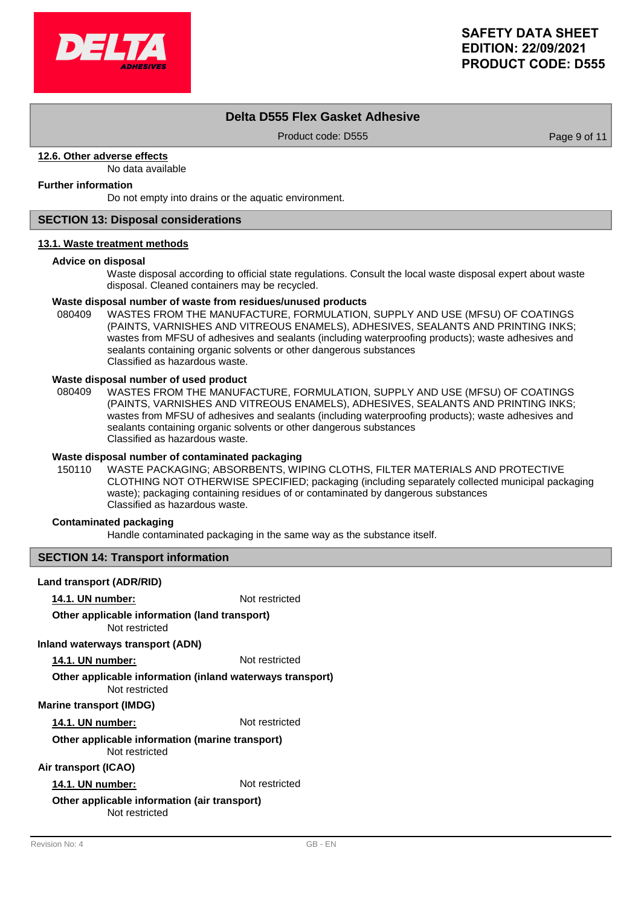### 12.6. Other adverse effects

No data available

**Further information**

Do not empty into drains or the aquatic environment.

## SECTION 13: Disposal considerations

### 13.1. Waste treatment methods

**Advice on disposal**

Waste disposal according to official state regulations. Consult the local waste disposal expert about waste disposal. Cleaned containers may be recycled.

**Waste disposal number of waste from residues/unused products**

080409 WASTES FROM THE MANUFACTURE, FORMULATION, SUPPLY AND USE (MFSU) OF COATINGS (PAINTS, VARNISHES AND VITREOUS ENAMELS), ADHESIVES, SEALANTS AND PRINTING INKS; wastes from MFSU of adhesives and sealants (including waterproofing products); waste adhesives and sealants containing organic solvents or other dangerous substances
Classified as hazardous waste.

**Waste disposal number of used product**

080409 WASTES FROM THE MANUFACTURE, FORMULATION, SUPPLY AND USE (MFSU) OF COATINGS (PAINTS, VARNISHES AND VITREOUS ENAMELS), ADHESIVES, SEALANTS AND PRINTING INKS; wastes from MFSU of adhesives and sealants (including waterproofing products); waste adhesives and sealants containing organic solvents or other dangerous substances
Classified as hazardous waste.

**Waste disposal number of contaminated packaging**

150110 WASTE PACKAGING; ABSORBENTS, WIPING CLOTHS, FILTER MATERIALS AND PROTECTIVE CLOTHING NOT OTHERWISE SPECIFIED; packaging (including separately collected municipal packaging waste); packaging containing residues of or contaminated by dangerous substances
Classified as hazardous waste.

**Contaminated packaging**

Handle contaminated packaging in the same way as the substance itself.

## SECTION 14: Transport information

**Land transport (ADR/RID)**

**14.1. UN number:** Not restricted

**Other applicable information (land transport)**

Not restricted

**Inland waterways transport (ADN)**

**14.1. UN number:** Not restricted

**Other applicable information (inland waterways transport)**

Not restricted

**Marine transport (IMDG)**

**14.1. UN number:** Not restricted

**Other applicable information (marine transport)**

Not restricted

**Air transport (ICAO)**

**14.1. UN number:** Not restricted

**Other applicable information (air transport)**

Not restricted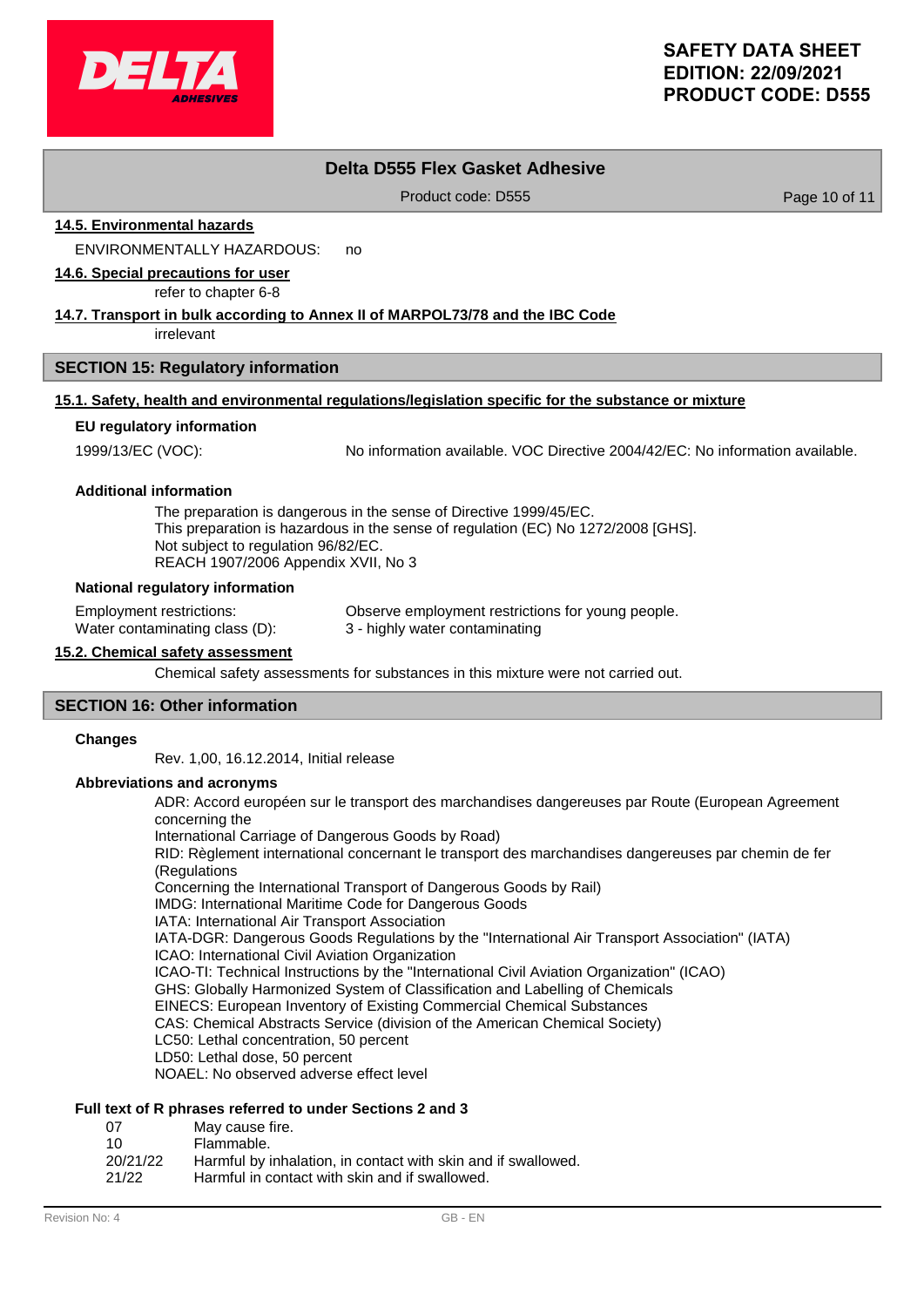### 14.5. Environmental hazards

ENVIRONMENTALLY HAZARDOUS: no

### 14.6. Special precautions for user

refer to chapter 6-8

### 14.7. Transport in bulk according to Annex II of MARPOL73/78 and the IBC Code

irrelevant

## SECTION 15: Regulatory information

### 15.1. Safety, health and environmental regulations/legislation specific for the substance or mixture

**EU regulatory information**

1999/13/EC (VOC): No information available. VOC Directive 2004/42/EC: No information available.

**Additional information**

The preparation is dangerous in the sense of Directive 1999/45/EC.
This preparation is hazardous in the sense of regulation (EC) No 1272/2008 [GHS].
Not subject to regulation 96/82/EC.
REACH 1907/2006 Appendix XVII, No 3

**National regulatory information**

Employment restrictions: Observe employment restrictions for young people.
Water contaminating class (D): 3 - highly water contaminating

### 15.2. Chemical safety assessment

Chemical safety assessments for substances in this mixture were not carried out.

## SECTION 16: Other information

**Changes**

Rev. 1,00, 16.12.2014, Initial release

**Abbreviations and acronyms**

ADR: Accord européen sur le transport des marchandises dangereuses par Route (European Agreement concerning the
International Carriage of Dangerous Goods by Road)
RID: Règlement international concernant le transport des marchandises dangereuses par chemin de fer (Regulations
Concerning the International Transport of Dangerous Goods by Rail)
IMDG: International Maritime Code for Dangerous Goods
IATA: International Air Transport Association
IATA-DGR: Dangerous Goods Regulations by the "International Air Transport Association" (IATA)
ICAO: International Civil Aviation Organization
ICAO-TI: Technical Instructions by the "International Civil Aviation Organization" (ICAO)
GHS: Globally Harmonized System of Classification and Labelling of Chemicals
EINECS: European Inventory of Existing Commercial Chemical Substances
CAS: Chemical Abstracts Service (division of the American Chemical Society)
LC50: Lethal concentration, 50 percent
LD50: Lethal dose, 50 percent
NOAEL: No observed adverse effect level

**Full text of R phrases referred to under Sections 2 and 3**

| | |
|---|---|
| 07 | May cause fire. |
| 10 | Flammable. |
| 20/21/22 | Harmful by inhalation, in contact with skin and if swallowed. |
| 21/22 | Harmful in contact with skin and if swallowed. |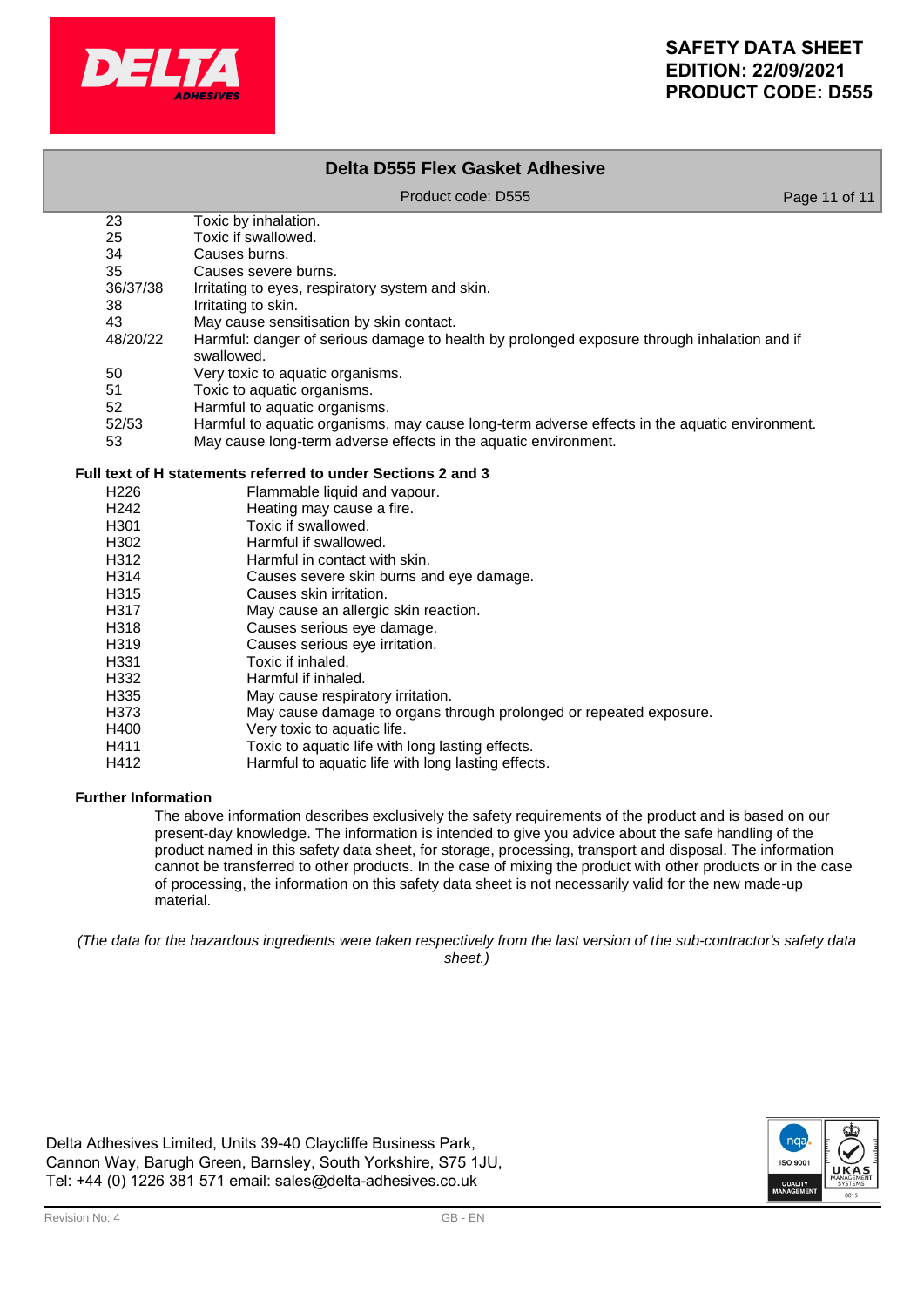| | |
|---|---|
| 23 | Toxic by inhalation. |
| 25 | Toxic if swallowed. |
| 34 | Causes burns. |
| 35 | Causes severe burns. |
| 36/37/38 | Irritating to eyes, respiratory system and skin. |
| 38 | Irritating to skin. |
| 43 | May cause sensitisation by skin contact. |
| 48/20/22 | Harmful: danger of serious damage to health by prolonged exposure through inhalation and if swallowed. |
| 50 | Very toxic to aquatic organisms. |
| 51 | Toxic to aquatic organisms. |
| 52 | Harmful to aquatic organisms. |
| 52/53 | Harmful to aquatic organisms, may cause long-term adverse effects in the aquatic environment. |
| 53 | May cause long-term adverse effects in the aquatic environment. |

**Full text of H statements referred to under Sections 2 and 3**

| | |
|---|---|
| H226 | Flammable liquid and vapour. |
| H242 | Heating may cause a fire. |
| H301 | Toxic if swallowed. |
| H302 | Harmful if swallowed. |
| H312 | Harmful in contact with skin. |
| H314 | Causes severe skin burns and eye damage. |
| H315 | Causes skin irritation. |
| H317 | May cause an allergic skin reaction. |
| H318 | Causes serious eye damage. |
| H319 | Causes serious eye irritation. |
| H331 | Toxic if inhaled. |
| H332 | Harmful if inhaled. |
| H335 | May cause respiratory irritation. |
| H373 | May cause damage to organs through prolonged or repeated exposure. |
| H400 | Very toxic to aquatic life. |
| H411 | Toxic to aquatic life with long lasting effects. |
| H412 | Harmful to aquatic life with long lasting effects. |

**Further Information**

The above information describes exclusively the safety requirements of the product and is based on our present-day knowledge. The information is intended to give you advice about the safe handling of the product named in this safety data sheet, for storage, processing, transport and disposal. The information cannot be transferred to other products. In the case of mixing the product with other products or in the case of processing, the information on this safety data sheet is not necessarily valid for the new made-up material.

---

*(The data for the hazardous ingredients were taken respectively from the last version of the sub-contractor's safety data sheet.)*

Delta Adhesives Limited, Units 39-40 Claycliffe Business Park,
Cannon Way, Barugh Green, Barnsley, South Yorkshire, S75 1JU,
Tel: +44 (0) 1226 381 571 email: sales@delta-adhesives.co.uk